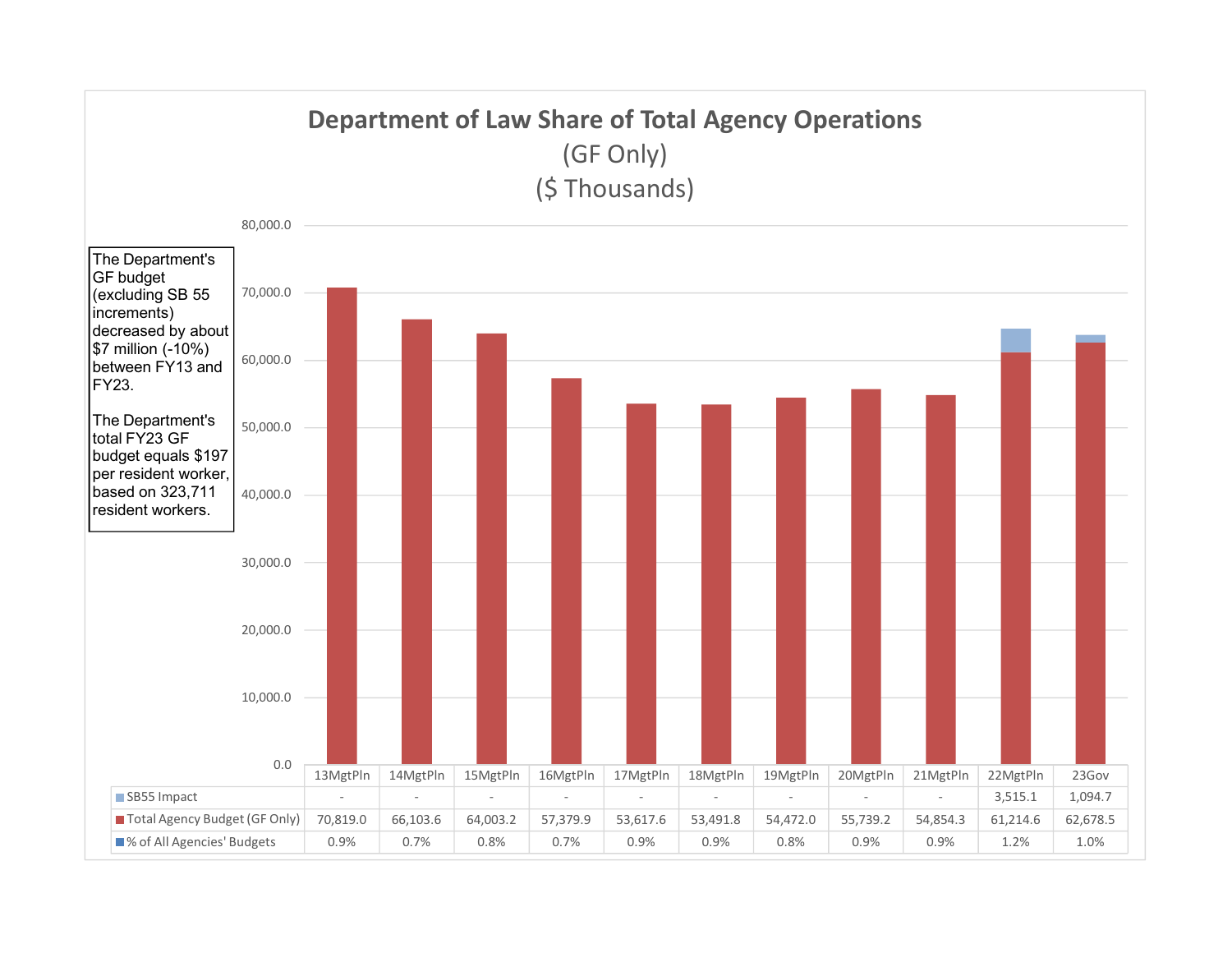# Department of Law Share of Total Agency Operations

(GF Only)

($ Thousands)

The Department's GF budget (excluding SB 55 increments) decreased by about $7 million (-10%) between FY13 and FY23.

The Department's total FY23 GF budget equals $197 per resident worker, based on 323,711 resident workers.

| | 13MgtPln | 14MgtPln | 15MgtPln | 16MgtPln | 17MgtPln | 18MgtPln | 19MgtPln | 20MgtPln | 21MgtPln | 22MgtPln | 23Gov |
|---|---|---|---|---|---|---|---|---|---|---|---|
| SB55 Impact | - | - | - | - | - | - | - | - | - | 3,515.1 | 1,094.7 |
| Total Agency Budget (GF Only) | 70,819.0 | 66,103.6 | 64,003.2 | 57,379.9 | 53,617.6 | 53,491.8 | 54,472.0 | 55,739.2 | 54,854.3 | 61,214.6 | 62,678.5 |
| % of All Agencies' Budgets | 0.9% | 0.7% | 0.8% | 0.7% | 0.9% | 0.9% | 0.8% | 0.9% | 0.9% | 1.2% | 1.0% |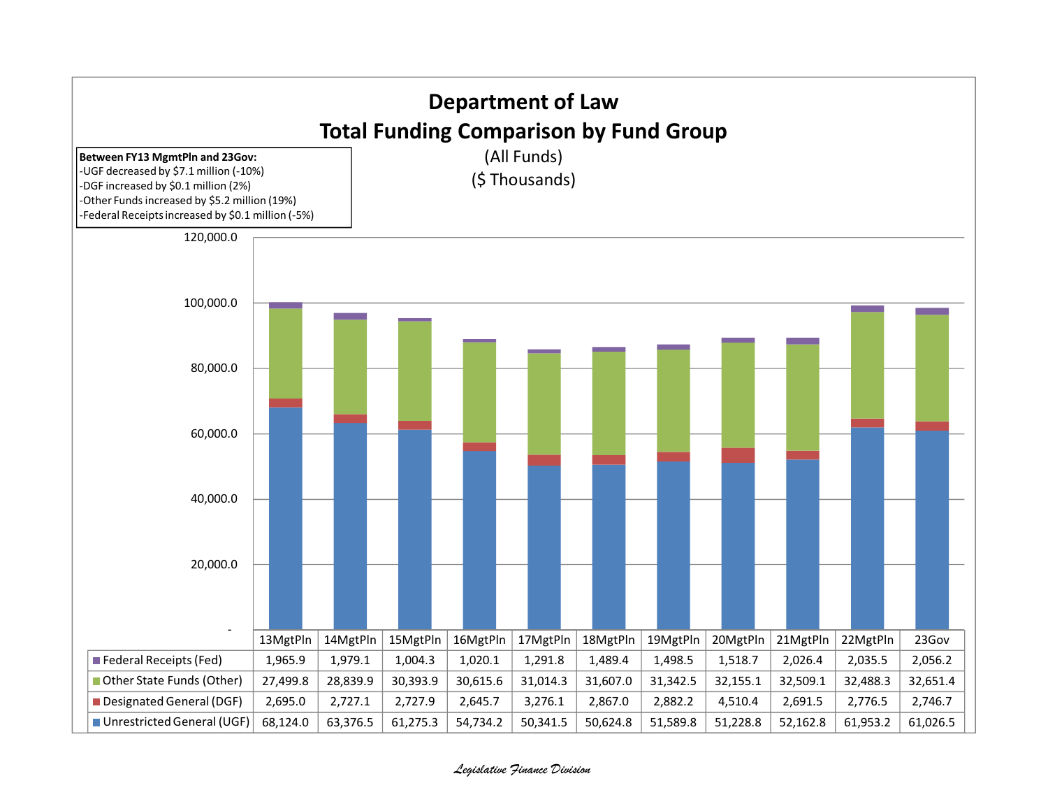# Department of Law
## Total Funding Comparison by Fund Group

(All Funds)
($ Thousands)

**Between FY13 MgmtPln and 23Gov:**
- UGF decreased by $7.1 million (-10%)
- DGF increased by $0.1 million (2%)
- Other Funds increased by $5.2 million (19%)
- Federal Receipts increased by $0.1 million (-5%)

| | 13MgtPln | 14MgtPln | 15MgtPln | 16MgtPln | 17MgtPln | 18MgtPln | 19MgtPln | 20MgtPln | 21MgtPln | 22MgtPln | 23Gov |
|---|---|---|---|---|---|---|---|---|---|---|---|
| Federal Receipts (Fed) | 1,965.9 | 1,979.1 | 1,004.3 | 1,020.1 | 1,291.8 | 1,489.4 | 1,498.5 | 1,518.7 | 2,026.4 | 2,035.5 | 2,056.2 |
| Other State Funds (Other) | 27,499.8 | 28,839.9 | 30,393.9 | 30,615.6 | 31,014.3 | 31,607.0 | 31,342.5 | 32,155.1 | 32,509.1 | 32,488.3 | 32,651.4 |
| Designated General (DGF) | 2,695.0 | 2,727.1 | 2,727.9 | 2,645.7 | 3,276.1 | 2,867.0 | 2,882.2 | 4,510.4 | 2,691.5 | 2,776.5 | 2,746.7 |
| Unrestricted General (UGF) | 68,124.0 | 63,376.5 | 61,275.3 | 54,734.2 | 50,341.5 | 50,624.8 | 51,589.8 | 51,228.8 | 52,162.8 | 61,953.2 | 61,026.5 |

*Legislative Finance Division*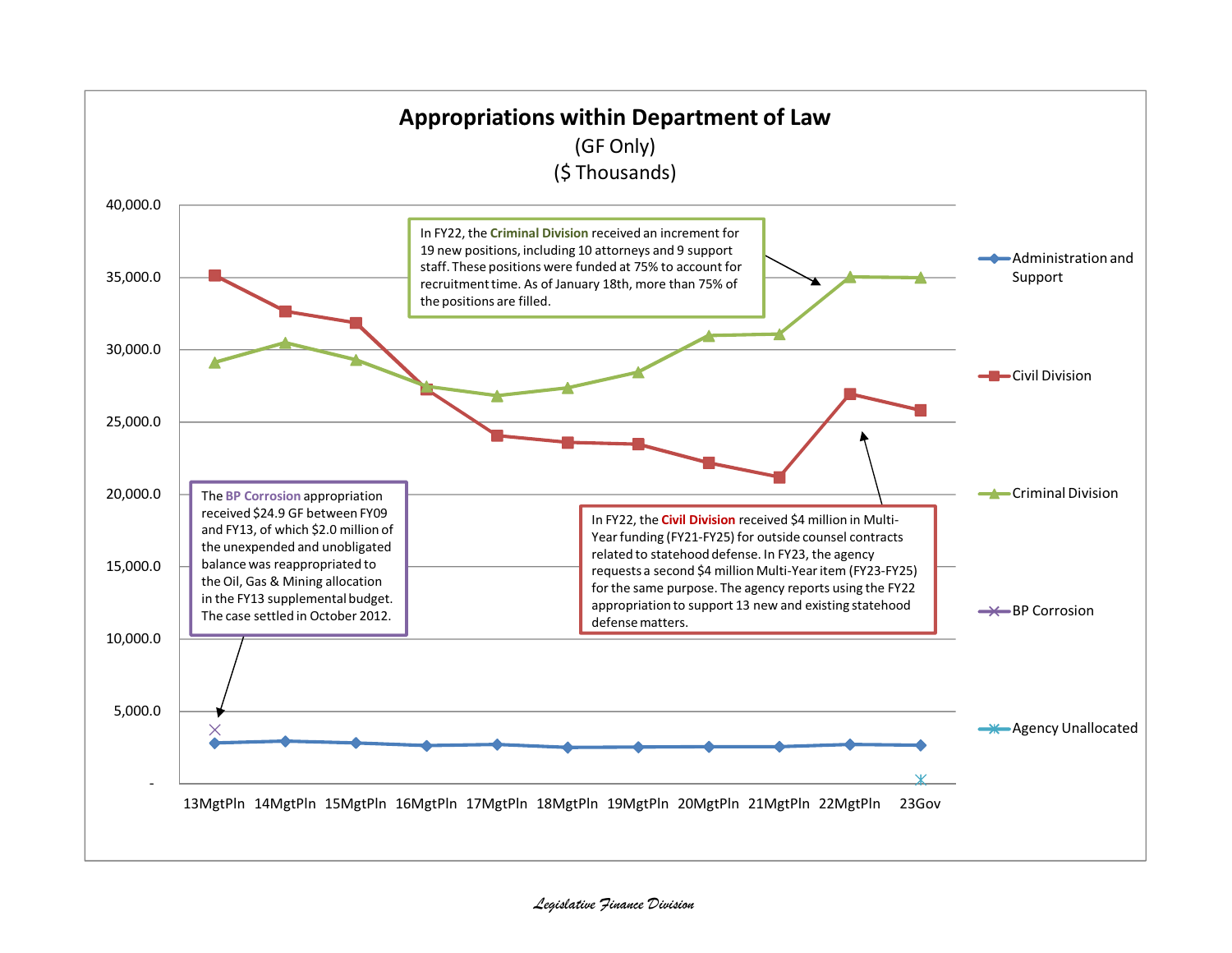# Appropriations within Department of Law

(GF Only)

($ Thousands)

40,000.0
35,000.0
30,000.0
25,000.0
20,000.0
15,000.0
10,000.0
5,000.0
-

13MgtPln 14MgtPln 15MgtPln 16MgtPln 17MgtPln 18MgtPln 19MgtPln 20MgtPln 21MgtPln 22MgtPln 23Gov

Administration and Support

Civil Division

Criminal Division

BP Corrosion

Agency Unallocated

In FY22, the **Criminal Division** received an increment for 19 new positions, including 10 attorneys and 9 support staff. These positions were funded at 75% to account for recruitment time. As of January 18th, more than 75% of the positions are filled.

The **BP Corrosion** appropriation received $24.9 GF between FY09 and FY13, of which $2.0 million of the unexpended and unobligated balance was reappropriated to the Oil, Gas & Mining allocation in the FY13 supplemental budget. The case settled in October 2012.

In FY22, the **Civil Division** received $4 million in Multi-Year funding (FY21-FY25) for outside counsel contracts related to statehood defense. In FY23, the agency requests a second $4 million Multi-Year item (FY23-FY25) for the same purpose. The agency reports using the FY22 appropriation to support 13 new and existing statehood defense matters.

*Legislative Finance Division*